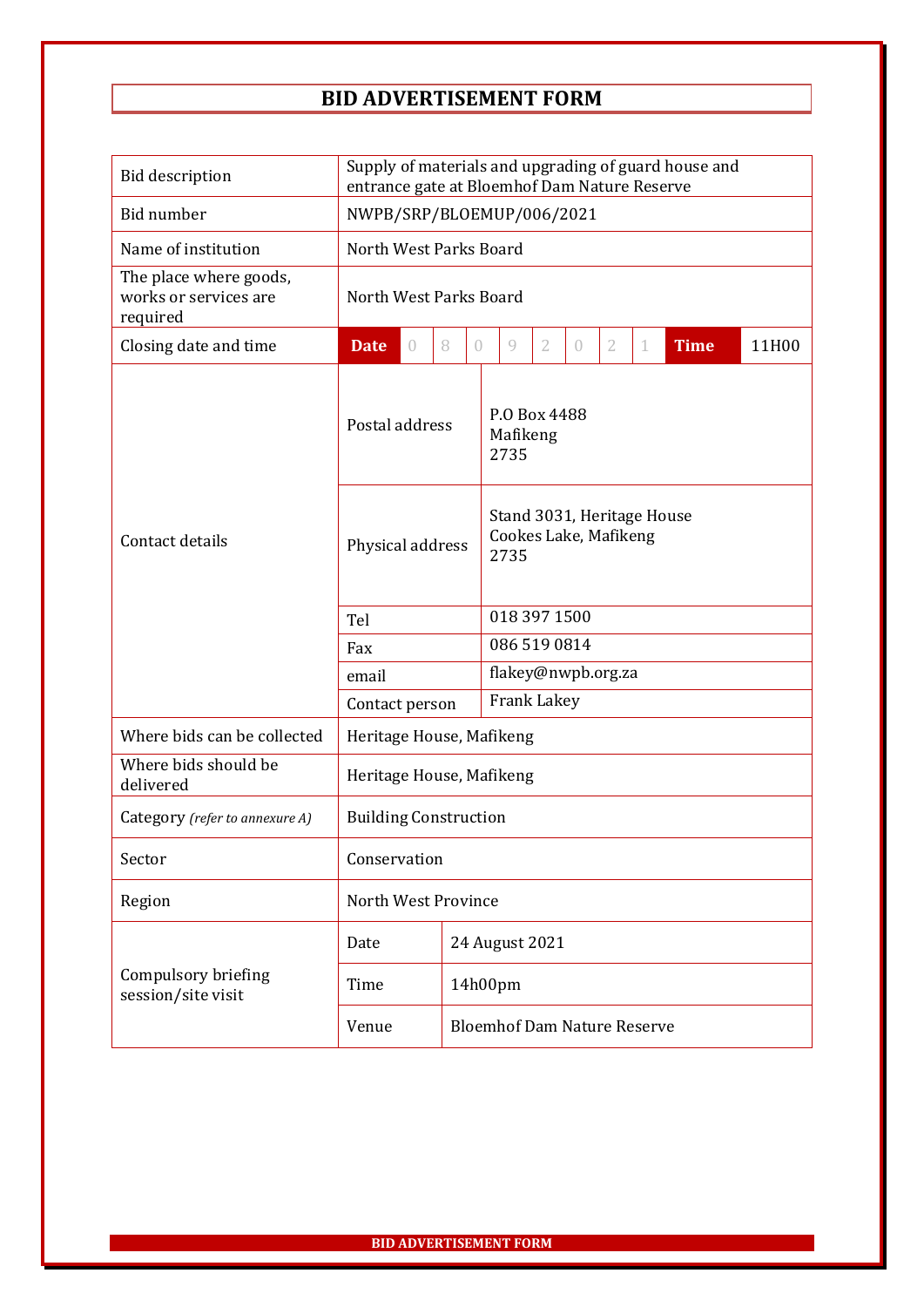# BID ADVERTISEMENT FORM

| | | |
|---|---|---|
| Bid description | Supply of materials and upgrading of guard house and entrance gate at Bloemhof Dam Nature Reserve | |
| Bid number | NWPB/SRP/BLOEMUP/006/2021 | |
| Name of institution | North West Parks Board | |
| The place where goods, works or services are required | North West Parks Board | |
| Closing date and time | **Date** 0 8 0 9 2 0 2 1 | **Time** 11H00 |
| Contact details | Postal address | P.O Box 4488<br>Mafikeng<br>2735 |
| | Physical address | Stand 3031, Heritage House<br>Cookes Lake, Mafikeng<br>2735 |
| | Tel | 018 397 1500 |
| | Fax | 086 519 0814 |
| | email | flakey@nwpb.org.za |
| | Contact person | Frank Lakey |
| Where bids can be collected | Heritage House, Mafikeng | |
| Where bids should be delivered | Heritage House, Mafikeng | |
| Category *(refer to annexure A)* | Building Construction | |
| Sector | Conservation | |
| Region | North West Province | |
| Compulsory briefing session/site visit | Date | 24 August 2021 |
| | Time | 14h00pm |
| | Venue | Bloemhof Dam Nature Reserve |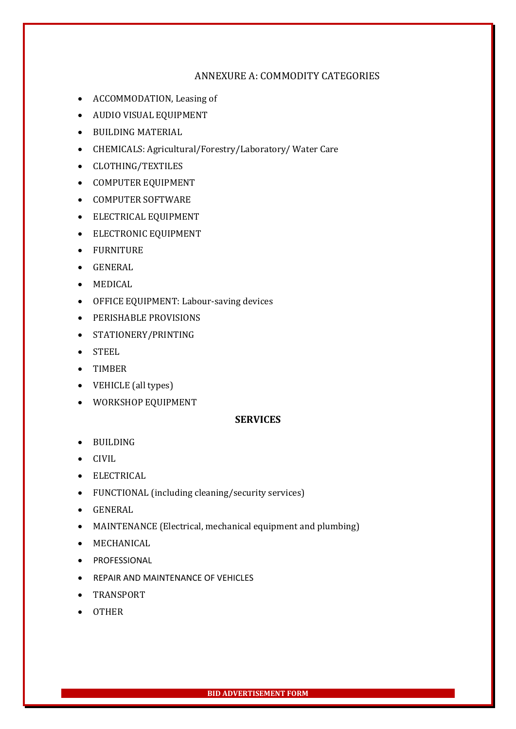## ANNEXURE A: COMMODITY CATEGORIES

- ACCOMMODATION, Leasing of
- AUDIO VISUAL EQUIPMENT
- BUILDING MATERIAL
- CHEMICALS: Agricultural/Forestry/Laboratory/ Water Care
- CLOTHING/TEXTILES
- COMPUTER EQUIPMENT
- COMPUTER SOFTWARE
- ELECTRICAL EQUIPMENT
- ELECTRONIC EQUIPMENT
- FURNITURE
- GENERAL
- MEDICAL
- OFFICE EQUIPMENT: Labour-saving devices
- PERISHABLE PROVISIONS
- STATIONERY/PRINTING
- STEEL
- TIMBER
- VEHICLE (all types)
- WORKSHOP EQUIPMENT

## SERVICES

- BUILDING
- CIVIL
- ELECTRICAL
- FUNCTIONAL (including cleaning/security services)
- GENERAL
- MAINTENANCE (Electrical, mechanical equipment and plumbing)
- MECHANICAL
- PROFESSIONAL
- REPAIR AND MAINTENANCE OF VEHICLES
- TRANSPORT
- OTHER